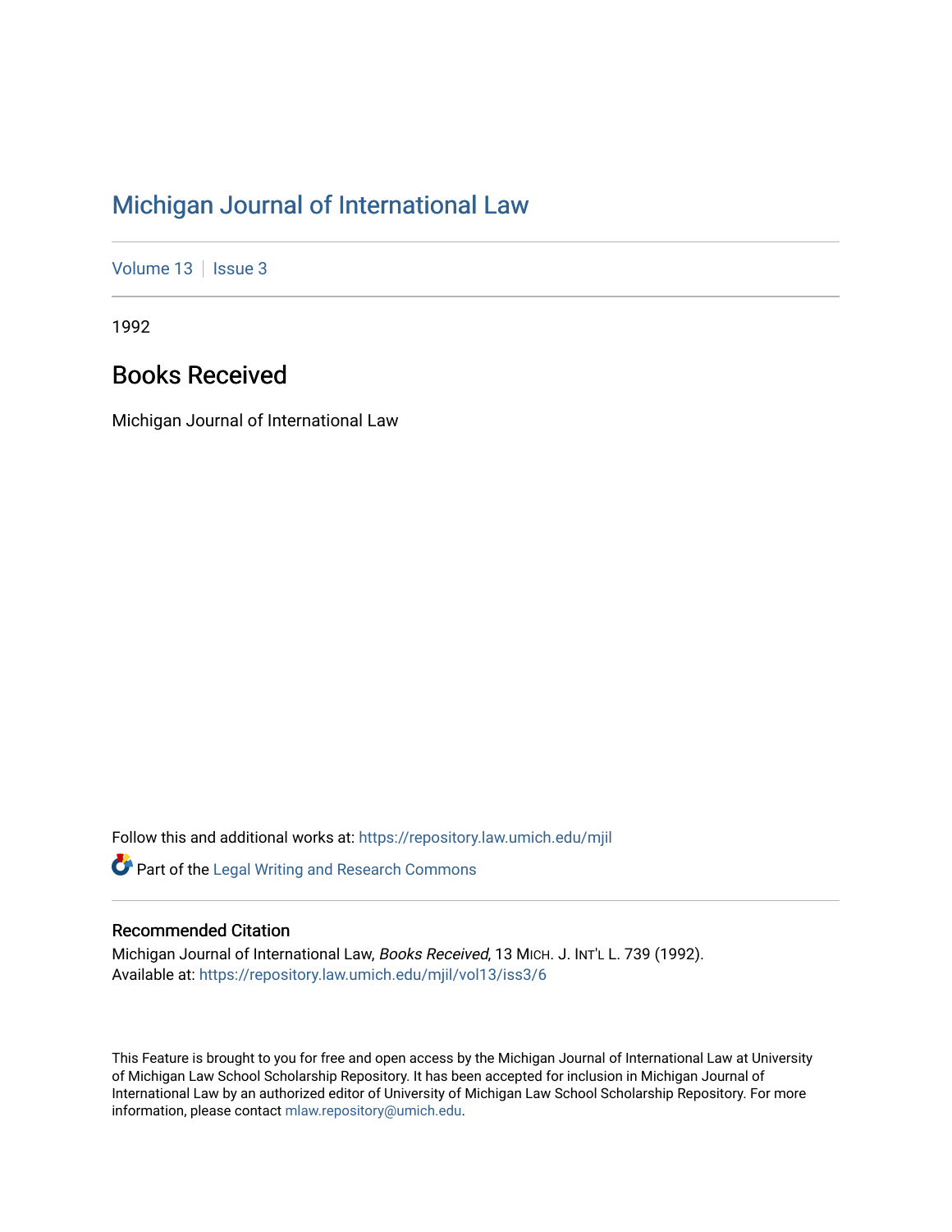# Michigan Journal of International Law

Volume 13 | Issue 3

1992

## Books Received

Michigan Journal of International Law

Follow this and additional works at: https://repository.law.umich.edu/mjil

Part of the Legal Writing and Research Commons

### Recommended Citation

Michigan Journal of International Law, *Books Received*, 13 MICH. J. INT'L L. 739 (1992).
Available at: https://repository.law.umich.edu/mjil/vol13/iss3/6

This Feature is brought to you for free and open access by the Michigan Journal of International Law at University of Michigan Law School Scholarship Repository. It has been accepted for inclusion in Michigan Journal of International Law by an authorized editor of University of Michigan Law School Scholarship Repository. For more information, please contact mlaw.repository@umich.edu.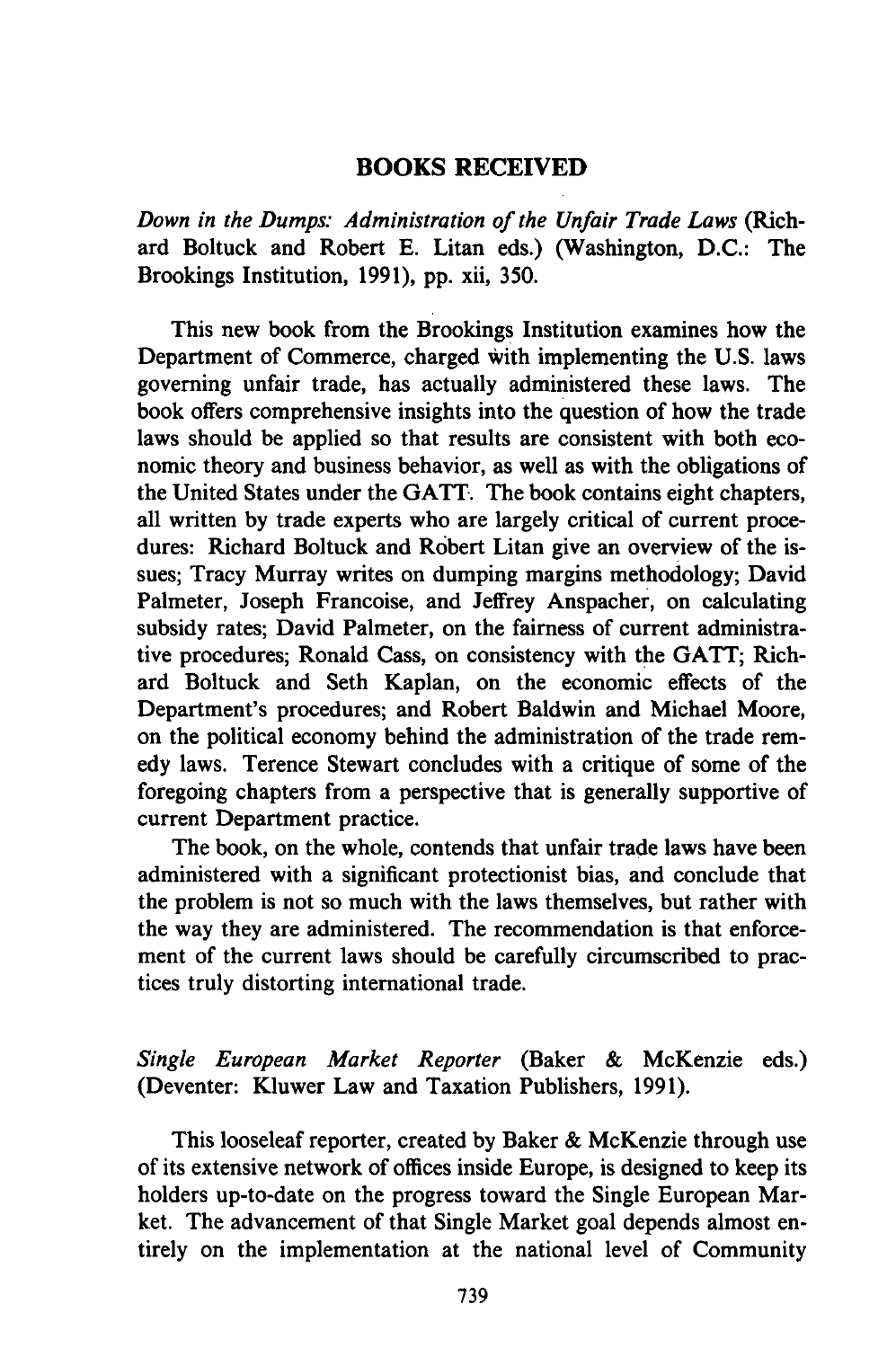## BOOKS RECEIVED

*Down in the Dumps: Administration of the Unfair Trade Laws* (Richard Boltuck and Robert E. Litan eds.) (Washington, D.C.: The Brookings Institution, 1991), pp. xii, 350.

This new book from the Brookings Institution examines how the Department of Commerce, charged with implementing the U.S. laws governing unfair trade, has actually administered these laws. The book offers comprehensive insights into the question of how the trade laws should be applied so that results are consistent with both economic theory and business behavior, as well as with the obligations of the United States under the GATT. The book contains eight chapters, all written by trade experts who are largely critical of current procedures: Richard Boltuck and Robert Litan give an overview of the issues; Tracy Murray writes on dumping margins methodology; David Palmeter, Joseph Francoise, and Jeffrey Anspacher, on calculating subsidy rates; David Palmeter, on the fairness of current administrative procedures; Ronald Cass, on consistency with the GATT; Richard Boltuck and Seth Kaplan, on the economic effects of the Department's procedures; and Robert Baldwin and Michael Moore, on the political economy behind the administration of the trade remedy laws. Terence Stewart concludes with a critique of some of the foregoing chapters from a perspective that is generally supportive of current Department practice.

The book, on the whole, contends that unfair trade laws have been administered with a significant protectionist bias, and conclude that the problem is not so much with the laws themselves, but rather with the way they are administered. The recommendation is that enforcement of the current laws should be carefully circumscribed to practices truly distorting international trade.

*Single European Market Reporter* (Baker & McKenzie eds.) (Deventer: Kluwer Law and Taxation Publishers, 1991).

This looseleaf reporter, created by Baker & McKenzie through use of its extensive network of offices inside Europe, is designed to keep its holders up-to-date on the progress toward the Single European Market. The advancement of that Single Market goal depends almost entirely on the implementation at the national level of Community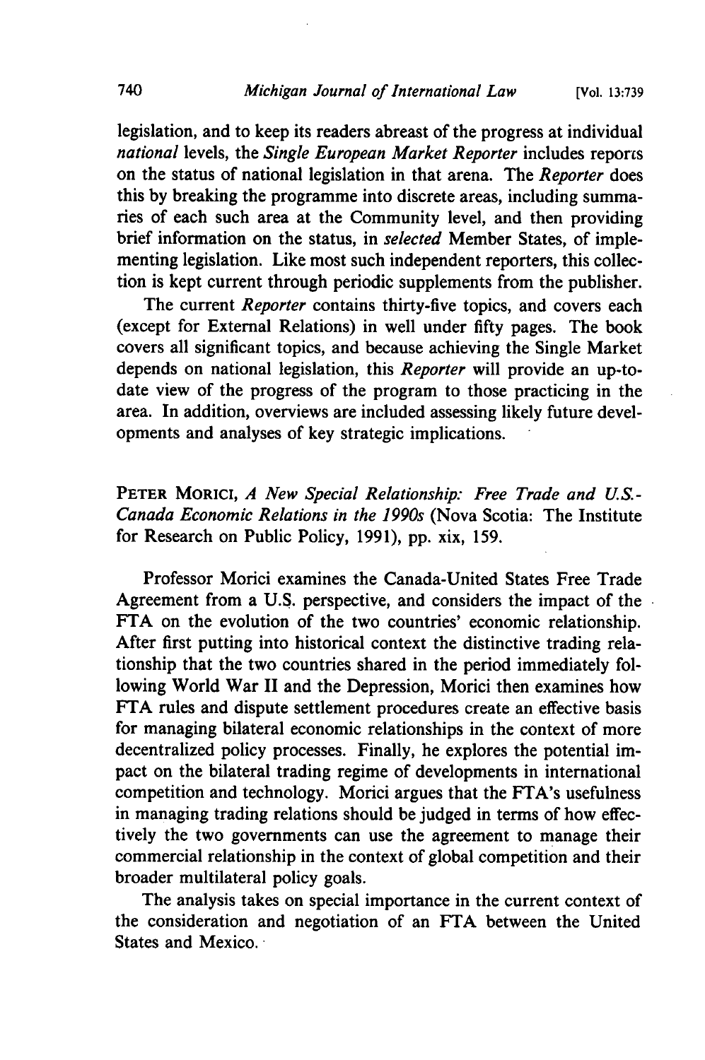legislation, and to keep its readers abreast of the progress at individual *national* levels, the *Single European Market Reporter* includes reports on the status of national legislation in that arena. The *Reporter* does this by breaking the programme into discrete areas, including summaries of each such area at the Community level, and then providing brief information on the status, in *selected* Member States, of implementing legislation. Like most such independent reporters, this collection is kept current through periodic supplements from the publisher.

The current *Reporter* contains thirty-five topics, and covers each (except for External Relations) in well under fifty pages. The book covers all significant topics, and because achieving the Single Market depends on national legislation, this *Reporter* will provide an up-to-date view of the progress of the program to those practicing in the area. In addition, overviews are included assessing likely future developments and analyses of key strategic implications.

PETER MORICI, *A New Special Relationship: Free Trade and U.S.-Canada Economic Relations in the 1990s* (Nova Scotia: The Institute for Research on Public Policy, 1991), pp. xix, 159.

Professor Morici examines the Canada-United States Free Trade Agreement from a U.S. perspective, and considers the impact of the FTA on the evolution of the two countries' economic relationship. After first putting into historical context the distinctive trading relationship that the two countries shared in the period immediately following World War II and the Depression, Morici then examines how FTA rules and dispute settlement procedures create an effective basis for managing bilateral economic relationships in the context of more decentralized policy processes. Finally, he explores the potential impact on the bilateral trading regime of developments in international competition and technology. Morici argues that the FTA's usefulness in managing trading relations should be judged in terms of how effectively the two governments can use the agreement to manage their commercial relationship in the context of global competition and their broader multilateral policy goals.

The analysis takes on special importance in the current context of the consideration and negotiation of an FTA between the United States and Mexico.